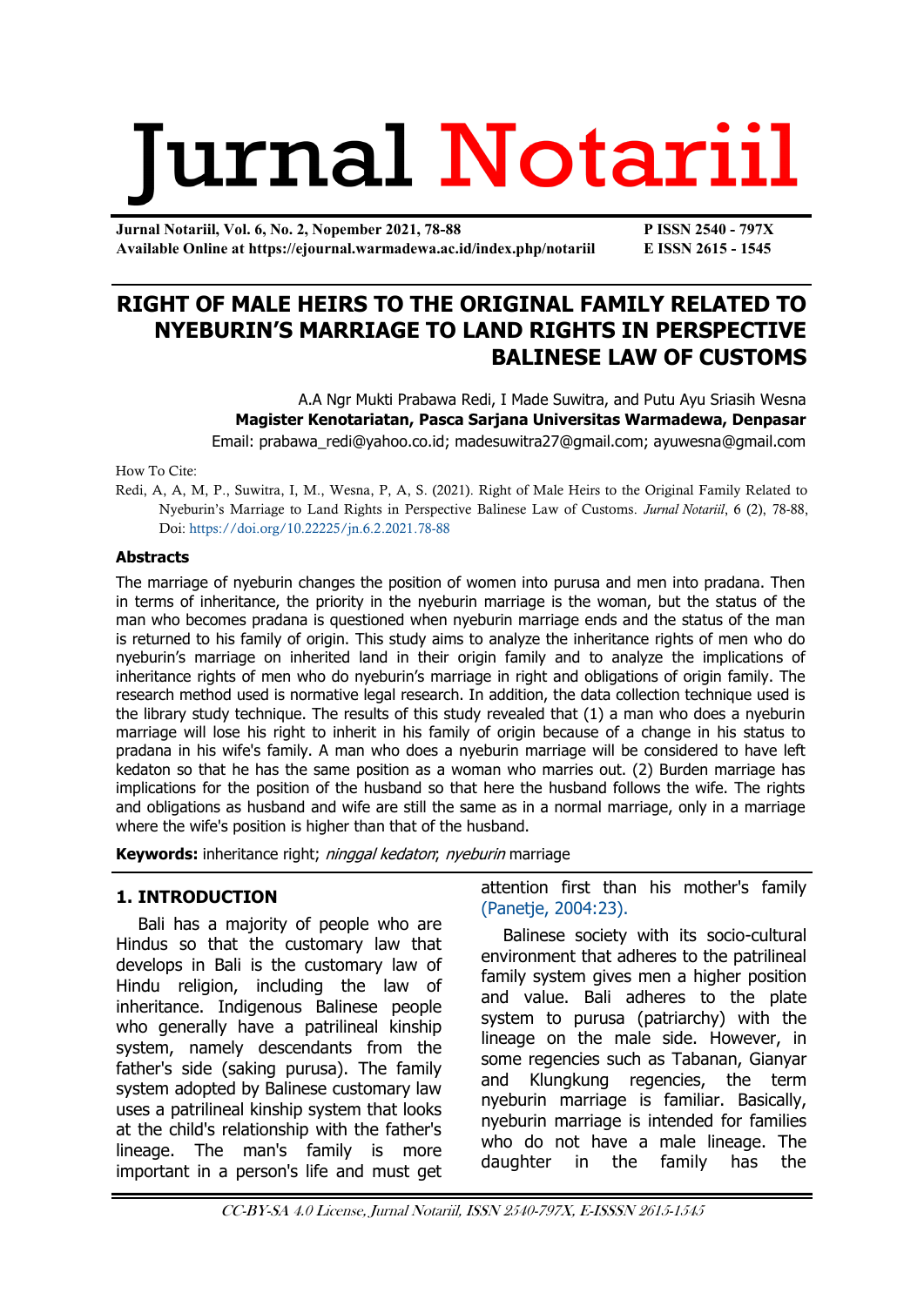# Jurnal Notariil

**Jurnal Notariil, Vol. 6, No. 2, Nopember 2021, 78-88**
**Available Online at https://ejournal.warmadewa.ac.id/index.php/notariil**

**P ISSN 2540 - 797X**
**E ISSN 2615 - 1545**

## RIGHT OF MALE HEIRS TO THE ORIGINAL FAMILY RELATED TO NYEBURIN'S MARRIAGE TO LAND RIGHTS IN PERSPECTIVE BALINESE LAW OF CUSTOMS

A.A Ngr Mukti Prabawa Redi, I Made Suwitra, and Putu Ayu Sriasih Wesna
**Magister Kenotariatan, Pasca Sarjana Universitas Warmadewa, Denpasar**
Email: prabawa_redi@yahoo.co.id; madesuwitra27@gmail.com; ayuwesna@gmail.com

How To Cite:
Redi, A, A, M, P., Suwitra, I, M., Wesna, P, A, S. (2021). Right of Male Heirs to the Original Family Related to Nyeburin's Marriage to Land Rights in Perspective Balinese Law of Customs. *Jurnal Notariil*, 6 (2), 78-88, Doi: https://doi.org/10.22225/jn.6.2.2021.78-88

**Abstracts**

The marriage of nyeburin changes the position of women into purusa and men into pradana. Then in terms of inheritance, the priority in the nyeburin marriage is the woman, but the status of the man who becomes pradana is questioned when nyeburin marriage ends and the status of the man is returned to his family of origin. This study aims to analyze the inheritance rights of men who do nyeburin's marriage on inherited land in their origin family and to analyze the implications of inheritance rights of men who do nyeburin's marriage in right and obligations of origin family. The research method used is normative legal research. In addition, the data collection technique used is the library study technique. The results of this study revealed that (1) a man who does a nyeburin marriage will lose his right to inherit in his family of origin because of a change in his status to pradana in his wife's family. A man who does a nyeburin marriage will be considered to have left kedaton so that he has the same position as a woman who marries out. (2) Burden marriage has implications for the position of the husband so that here the husband follows the wife. The rights and obligations as husband and wife are still the same as in a normal marriage, only in a marriage where the wife's position is higher than that of the husband.

**Keywords:** inheritance right; *ninggal kedaton*; *nyeburin* marriage

### 1. INTRODUCTION

Bali has a majority of people who are Hindus so that the customary law that develops in Bali is the customary law of Hindu religion, including the law of inheritance. Indigenous Balinese people who generally have a patrilineal kinship system, namely descendants from the father's side (saking purusa). The family system adopted by Balinese customary law uses a patrilineal kinship system that looks at the child's relationship with the father's lineage. The man's family is more important in a person's life and must get attention first than his mother's family (Panetje, 2004:23).

Balinese society with its socio-cultural environment that adheres to the patrilineal family system gives men a higher position and value. Bali adheres to the plate system to purusa (patriarchy) with the lineage on the male side. However, in some regencies such as Tabanan, Gianyar and Klungkung regencies, the term nyeburin marriage is familiar. Basically, nyeburin marriage is intended for families who do not have a male lineage. The daughter in the family has the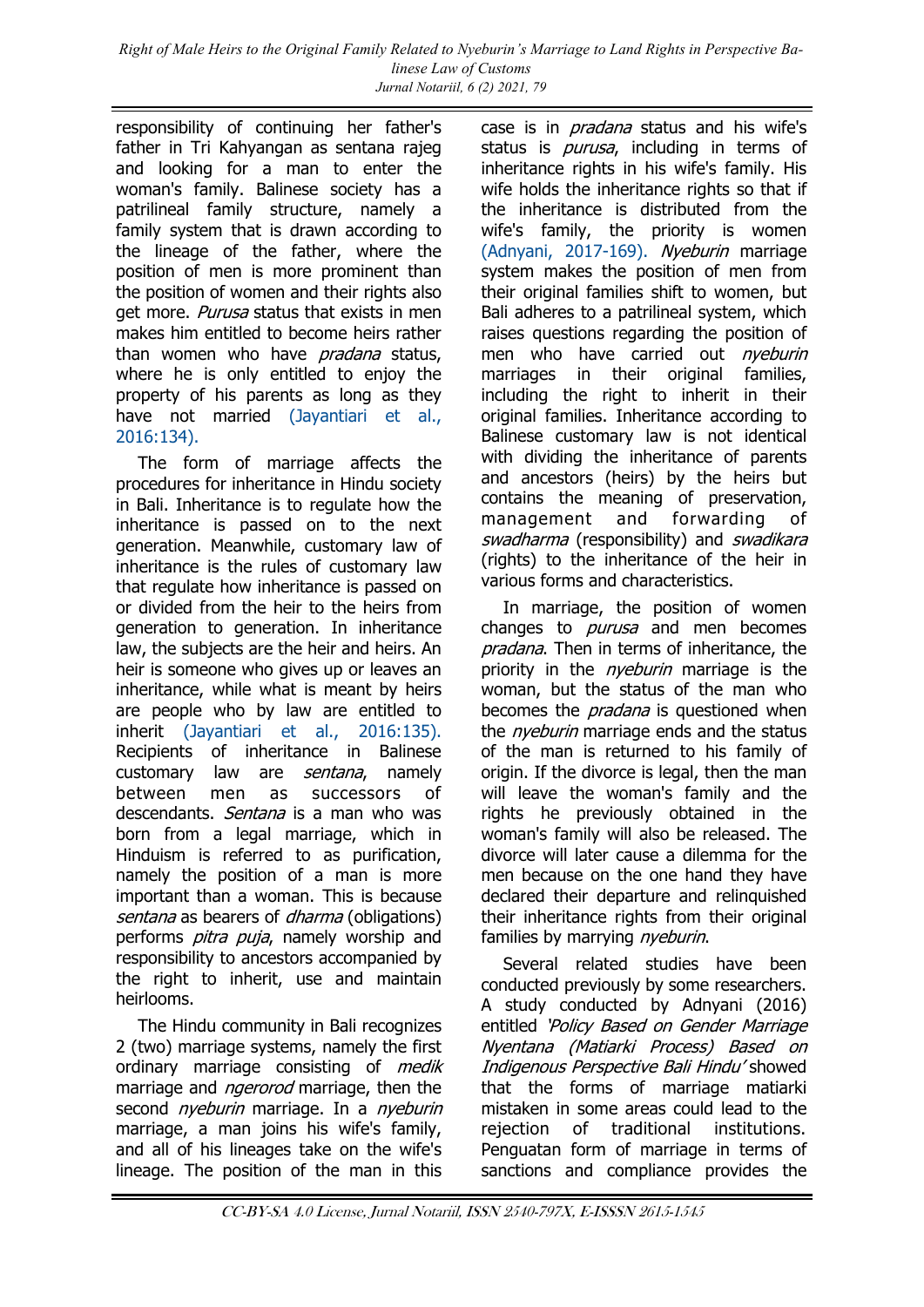responsibility of continuing her father's father in Tri Kahyangan as sentana rajeg and looking for a man to enter the woman's family. Balinese society has a patrilineal family structure, namely a family system that is drawn according to the lineage of the father, where the position of men is more prominent than the position of women and their rights also get more. *Purusa* status that exists in men makes him entitled to become heirs rather than women who have *pradana* status, where he is only entitled to enjoy the property of his parents as long as they have not married (Jayantiari et al., 2016:134).

The form of marriage affects the procedures for inheritance in Hindu society in Bali. Inheritance is to regulate how the inheritance is passed on to the next generation. Meanwhile, customary law of inheritance is the rules of customary law that regulate how inheritance is passed on or divided from the heir to the heirs from generation to generation. In inheritance law, the subjects are the heir and heirs. An heir is someone who gives up or leaves an inheritance, while what is meant by heirs are people who by law are entitled to inherit (Jayantiari et al., 2016:135). Recipients of inheritance in Balinese customary law are *sentana*, namely between men as successors of descendants. *Sentana* is a man who was born from a legal marriage, which in Hinduism is referred to as purification, namely the position of a man is more important than a woman. This is because *sentana* as bearers of *dharma* (obligations) performs *pitra puja*, namely worship and responsibility to ancestors accompanied by the right to inherit, use and maintain heirlooms.

The Hindu community in Bali recognizes 2 (two) marriage systems, namely the first ordinary marriage consisting of *medik* marriage and *ngerorod* marriage, then the second *nyeburin* marriage. In a *nyeburin* marriage, a man joins his wife's family, and all of his lineages take on the wife's lineage. The position of the man in this case is in *pradana* status and his wife's status is *purusa*, including in terms of inheritance rights in his wife's family. His wife holds the inheritance rights so that if the inheritance is distributed from the wife's family, the priority is women (Adnyani, 2017-169). *Nyeburin* marriage system makes the position of men from their original families shift to women, but Bali adheres to a patrilineal system, which raises questions regarding the position of men who have carried out *nyeburin* marriages in their original families, including the right to inherit in their original families. Inheritance according to Balinese customary law is not identical with dividing the inheritance of parents and ancestors (heirs) by the heirs but contains the meaning of preservation, management and forwarding of *swadharma* (responsibility) and *swadikara* (rights) to the inheritance of the heir in various forms and characteristics.

In marriage, the position of women changes to *purusa* and men becomes *pradana*. Then in terms of inheritance, the priority in the *nyeburin* marriage is the woman, but the status of the man who becomes the *pradana* is questioned when the *nyeburin* marriage ends and the status of the man is returned to his family of origin. If the divorce is legal, then the man will leave the woman's family and the rights he previously obtained in the woman's family will also be released. The divorce will later cause a dilemma for the men because on the one hand they have declared their departure and relinquished their inheritance rights from their original families by marrying *nyeburin*.

Several related studies have been conducted previously by some researchers. A study conducted by Adnyani (2016) entitled *'Policy Based on Gender Marriage Nyentana (Matiarki Process) Based on Indigenous Perspective Bali Hindu'* showed that the forms of marriage matiarki mistaken in some areas could lead to the rejection of traditional institutions. Penguatan form of marriage in terms of sanctions and compliance provides the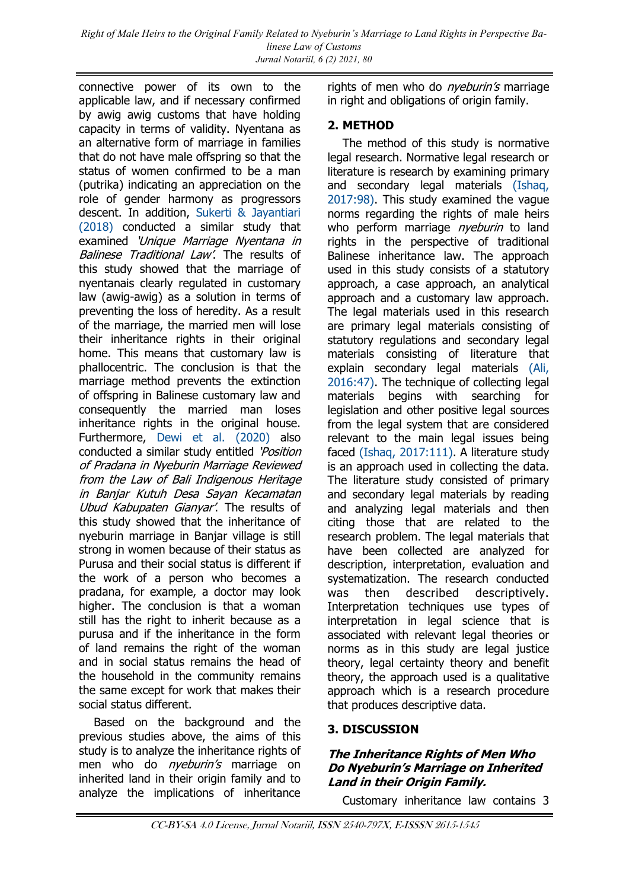connective power of its own to the applicable law, and if necessary confirmed by awig awig customs that have holding capacity in terms of validity. Nyentana as an alternative form of marriage in families that do not have male offspring so that the status of women confirmed to be a man (putrika) indicating an appreciation on the role of gender harmony as progressors descent. In addition, Sukerti & Jayantiari (2018) conducted a similar study that examined *'Unique Marriage Nyentana in Balinese Traditional Law'*. The results of this study showed that the marriage of nyentanais clearly regulated in customary law (awig-awig) as a solution in terms of preventing the loss of heredity. As a result of the marriage, the married men will lose their inheritance rights in their original home. This means that customary law is phallocentric. The conclusion is that the marriage method prevents the extinction of offspring in Balinese customary law and consequently the married man loses inheritance rights in the original house. Furthermore, Dewi et al. (2020) also conducted a similar study entitled *'Position of Pradana in Nyeburin Marriage Reviewed from the Law of Bali Indigenous Heritage in Banjar Kutuh Desa Sayan Kecamatan Ubud Kabupaten Gianyar'*. The results of this study showed that the inheritance of nyeburin marriage in Banjar village is still strong in women because of their status as Purusa and their social status is different if the work of a person who becomes a pradana, for example, a doctor may look higher. The conclusion is that a woman still has the right to inherit because as a purusa and if the inheritance in the form of land remains the right of the woman and in social status remains the head of the household in the community remains the same except for work that makes their social status different.

Based on the background and the previous studies above, the aims of this study is to analyze the inheritance rights of men who do *nyeburin's* marriage on inherited land in their origin family and to analyze the implications of inheritance rights of men who do *nyeburin's* marriage in right and obligations of origin family.

## 2. METHOD

The method of this study is normative legal research. Normative legal research or literature is research by examining primary and secondary legal materials (Ishaq, 2017:98). This study examined the vague norms regarding the rights of male heirs who perform marriage *nyeburin* to land rights in the perspective of traditional Balinese inheritance law. The approach used in this study consists of a statutory approach, a case approach, an analytical approach and a customary law approach. The legal materials used in this research are primary legal materials consisting of statutory regulations and secondary legal materials consisting of literature that explain secondary legal materials (Ali, 2016:47). The technique of collecting legal materials begins with searching for legislation and other positive legal sources from the legal system that are considered relevant to the main legal issues being faced (Ishaq, 2017:111). A literature study is an approach used in collecting the data. The literature study consisted of primary and secondary legal materials by reading and analyzing legal materials and then citing those that are related to the research problem. The legal materials that have been collected are analyzed for description, interpretation, evaluation and systematization. The research conducted was then described descriptively. Interpretation techniques use types of interpretation in legal science that is associated with relevant legal theories or norms as in this study are legal justice theory, legal certainty theory and benefit theory, the approach used is a qualitative approach which is a research procedure that produces descriptive data.

## 3. DISCUSSION

### *The Inheritance Rights of Men Who Do Nyeburin's Marriage on Inherited Land in their Origin Family.*

Customary inheritance law contains 3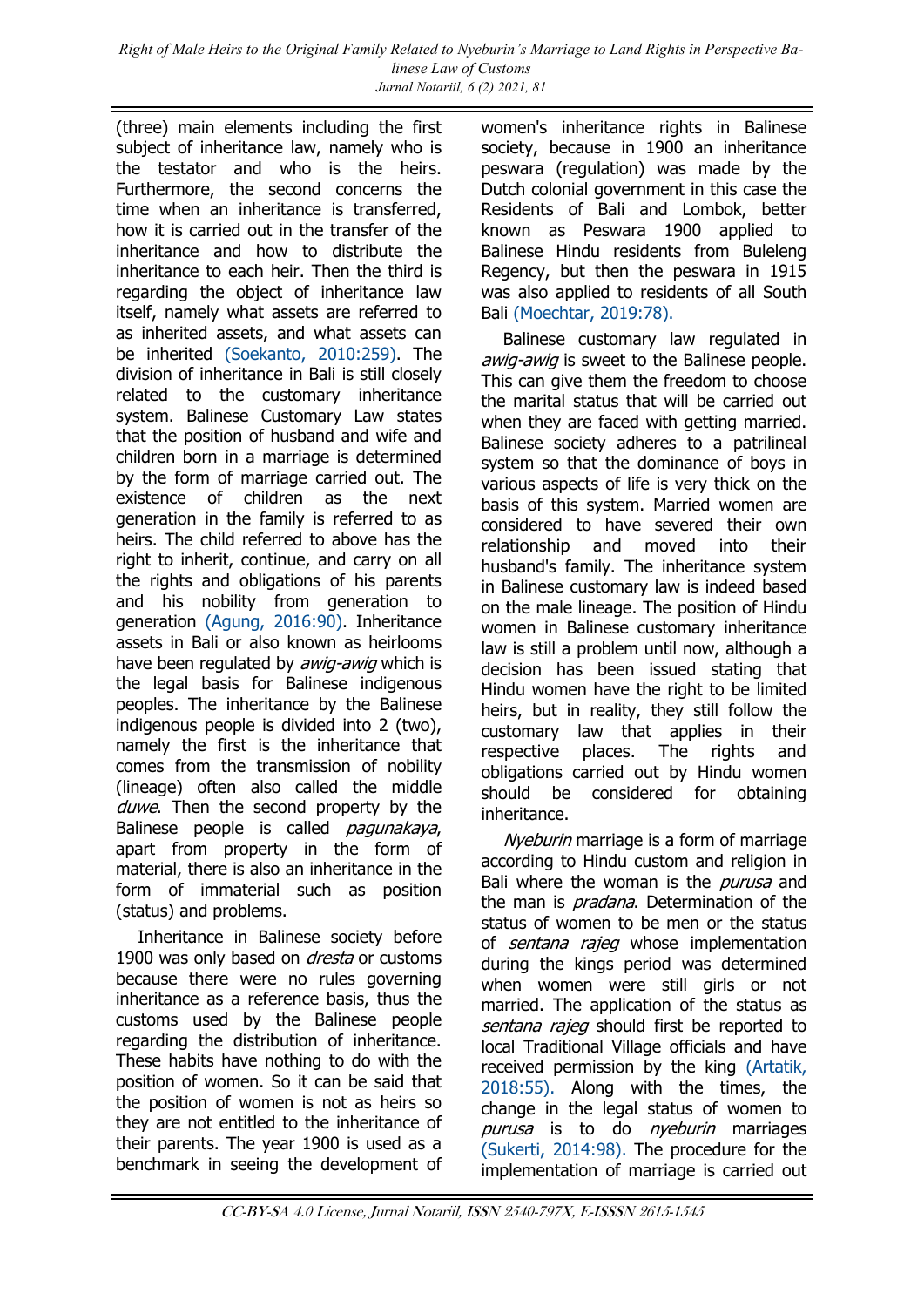(three) main elements including the first subject of inheritance law, namely who is the testator and who is the heirs. Furthermore, the second concerns the time when an inheritance is transferred, how it is carried out in the transfer of the inheritance and how to distribute the inheritance to each heir. Then the third is regarding the object of inheritance law itself, namely what assets are referred to as inherited assets, and what assets can be inherited (Soekanto, 2010:259). The division of inheritance in Bali is still closely related to the customary inheritance system. Balinese Customary Law states that the position of husband and wife and children born in a marriage is determined by the form of marriage carried out. The existence of children as the next generation in the family is referred to as heirs. The child referred to above has the right to inherit, continue, and carry on all the rights and obligations of his parents and his nobility from generation to generation (Agung, 2016:90). Inheritance assets in Bali or also known as heirlooms have been regulated by *awig-awig* which is the legal basis for Balinese indigenous peoples. The inheritance by the Balinese indigenous people is divided into 2 (two), namely the first is the inheritance that comes from the transmission of nobility (lineage) often also called the middle *duwe*. Then the second property by the Balinese people is called *pagunakaya*, apart from property in the form of material, there is also an inheritance in the form of immaterial such as position (status) and problems.

Inheritance in Balinese society before 1900 was only based on *dresta* or customs because there were no rules governing inheritance as a reference basis, thus the customs used by the Balinese people regarding the distribution of inheritance. These habits have nothing to do with the position of women. So it can be said that the position of women is not as heirs so they are not entitled to the inheritance of their parents. The year 1900 is used as a benchmark in seeing the development of women's inheritance rights in Balinese society, because in 1900 an inheritance peswara (regulation) was made by the Dutch colonial government in this case the Residents of Bali and Lombok, better known as Peswara 1900 applied to Balinese Hindu residents from Buleleng Regency, but then the peswara in 1915 was also applied to residents of all South Bali (Moechtar, 2019:78).

Balinese customary law regulated in *awig-awig* is sweet to the Balinese people. This can give them the freedom to choose the marital status that will be carried out when they are faced with getting married. Balinese society adheres to a patrilineal system so that the dominance of boys in various aspects of life is very thick on the basis of this system. Married women are considered to have severed their own relationship and moved into their husband's family. The inheritance system in Balinese customary law is indeed based on the male lineage. The position of Hindu women in Balinese customary inheritance law is still a problem until now, although a decision has been issued stating that Hindu women have the right to be limited heirs, but in reality, they still follow the customary law that applies in their respective places. The rights and obligations carried out by Hindu women should be considered for obtaining inheritance.

*Nyeburin* marriage is a form of marriage according to Hindu custom and religion in Bali where the woman is the *purusa* and the man is *pradana*. Determination of the status of women to be men or the status of *sentana rajeg* whose implementation during the kings period was determined when women were still girls or not married. The application of the status as *sentana rajeg* should first be reported to local Traditional Village officials and have received permission by the king (Artatik, 2018:55). Along with the times, the change in the legal status of women to *purusa* is to do *nyeburin* marriages (Sukerti, 2014:98). The procedure for the implementation of marriage is carried out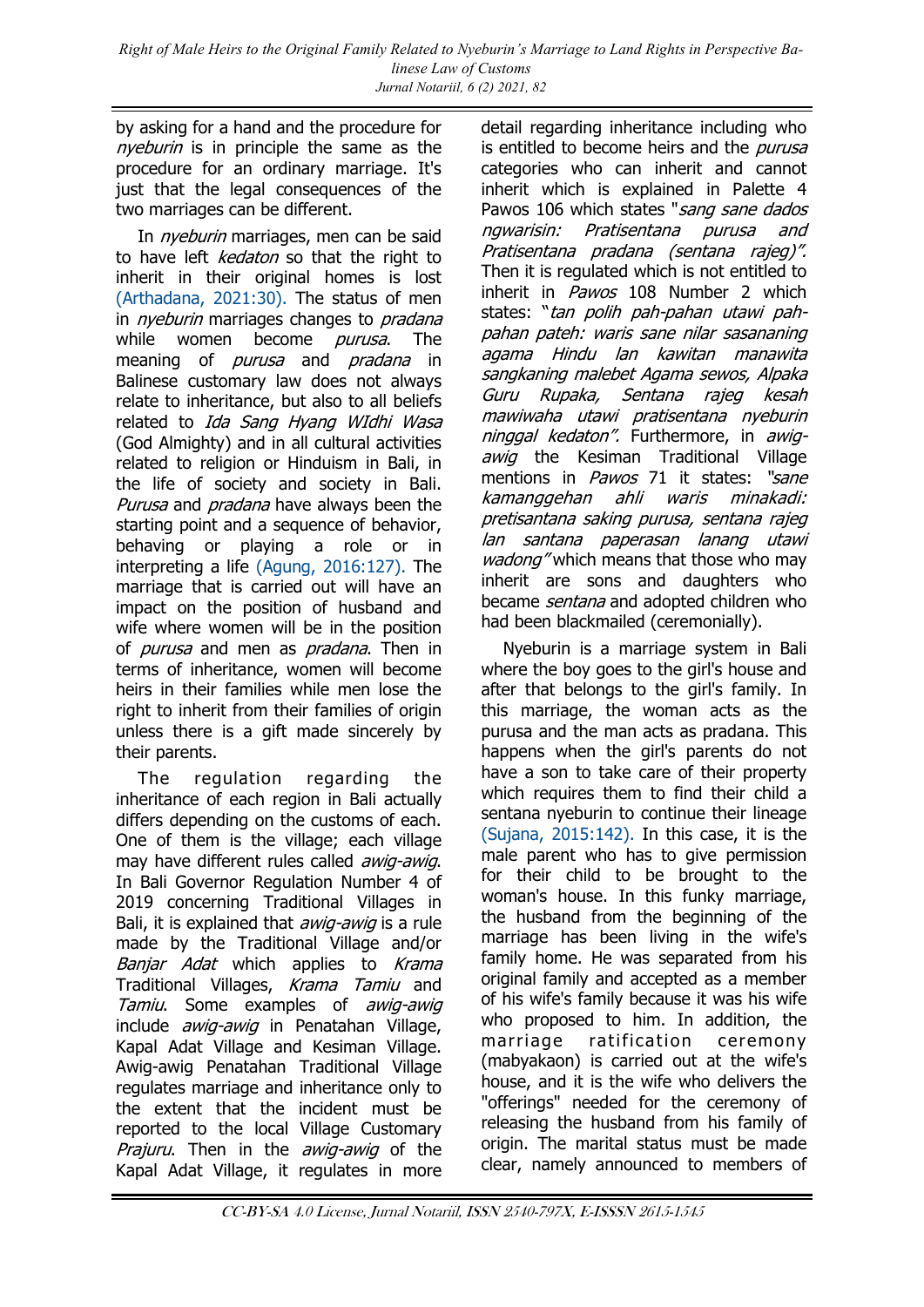by asking for a hand and the procedure for *nyeburin* is in principle the same as the procedure for an ordinary marriage. It's just that the legal consequences of the two marriages can be different.

In *nyeburin* marriages, men can be said to have left *kedaton* so that the right to inherit in their original homes is lost (Arthadana, 2021:30). The status of men in *nyeburin* marriages changes to *pradana* while women become *purusa*. The meaning of *purusa* and *pradana* in Balinese customary law does not always relate to inheritance, but also to all beliefs related to *Ida Sang Hyang WIdhi Wasa* (God Almighty) and in all cultural activities related to religion or Hinduism in Bali, in the life of society and society in Bali. *Purusa* and *pradana* have always been the starting point and a sequence of behavior, behaving or playing a role or in interpreting a life (Agung, 2016:127). The marriage that is carried out will have an impact on the position of husband and wife where women will be in the position of *purusa* and men as *pradana*. Then in terms of inheritance, women will become heirs in their families while men lose the right to inherit from their families of origin unless there is a gift made sincerely by their parents.

The regulation regarding the inheritance of each region in Bali actually differs depending on the customs of each. One of them is the village; each village may have different rules called *awig-awig*. In Bali Governor Regulation Number 4 of 2019 concerning Traditional Villages in Bali, it is explained that *awig-awig* is a rule made by the Traditional Village and/or *Banjar Adat* which applies to *Krama* Traditional Villages, *Krama Tamiu* and *Tamiu*. Some examples of *awig-awig* include *awig-awig* in Penatahan Village, Kapal Adat Village and Kesiman Village. Awig-awig Penatahan Traditional Village regulates marriage and inheritance only to the extent that the incident must be reported to the local Village Customary *Prajuru*. Then in the *awig-awig* of the Kapal Adat Village, it regulates in more detail regarding inheritance including who is entitled to become heirs and the *purusa* categories who can inherit and cannot inherit which is explained in Palette 4 Pawos 106 which states "*sang sane dados ngwarisin: Pratisentana purusa and Pratisentana pradana (sentana rajeg)"*. Then it is regulated which is not entitled to inherit in *Pawos* 108 Number 2 which states: "*tan polih pah-pahan utawi pah-pahan pateh: waris sane nilar sasananing agama Hindu lan kawitan manawita sangkaning malebet Agama sewos, Alpaka Guru Rupaka, Sentana rajeg kesah mawiwaha utawi pratisentana nyeburin ninggal kedaton".* Furthermore, in *awig-awig* the Kesiman Traditional Village mentions in *Pawos* 71 it states: *"sane kamanggehan ahli waris minakadi: pretisantana saking purusa, sentana rajeg lan santana paperasan lanang utawi wadong"* which means that those who may inherit are sons and daughters who became *sentana* and adopted children who had been blackmailed (ceremonially).

Nyeburin is a marriage system in Bali where the boy goes to the girl's house and after that belongs to the girl's family. In this marriage, the woman acts as the purusa and the man acts as pradana. This happens when the girl's parents do not have a son to take care of their property which requires them to find their child a sentana nyeburin to continue their lineage (Sujana, 2015:142). In this case, it is the male parent who has to give permission for their child to be brought to the woman's house. In this funky marriage, the husband from the beginning of the marriage has been living in the wife's family home. He was separated from his original family and accepted as a member of his wife's family because it was his wife who proposed to him. In addition, the marriage ratification ceremony (mabyakaon) is carried out at the wife's house, and it is the wife who delivers the "offerings" needed for the ceremony of releasing the husband from his family of origin. The marital status must be made clear, namely announced to members of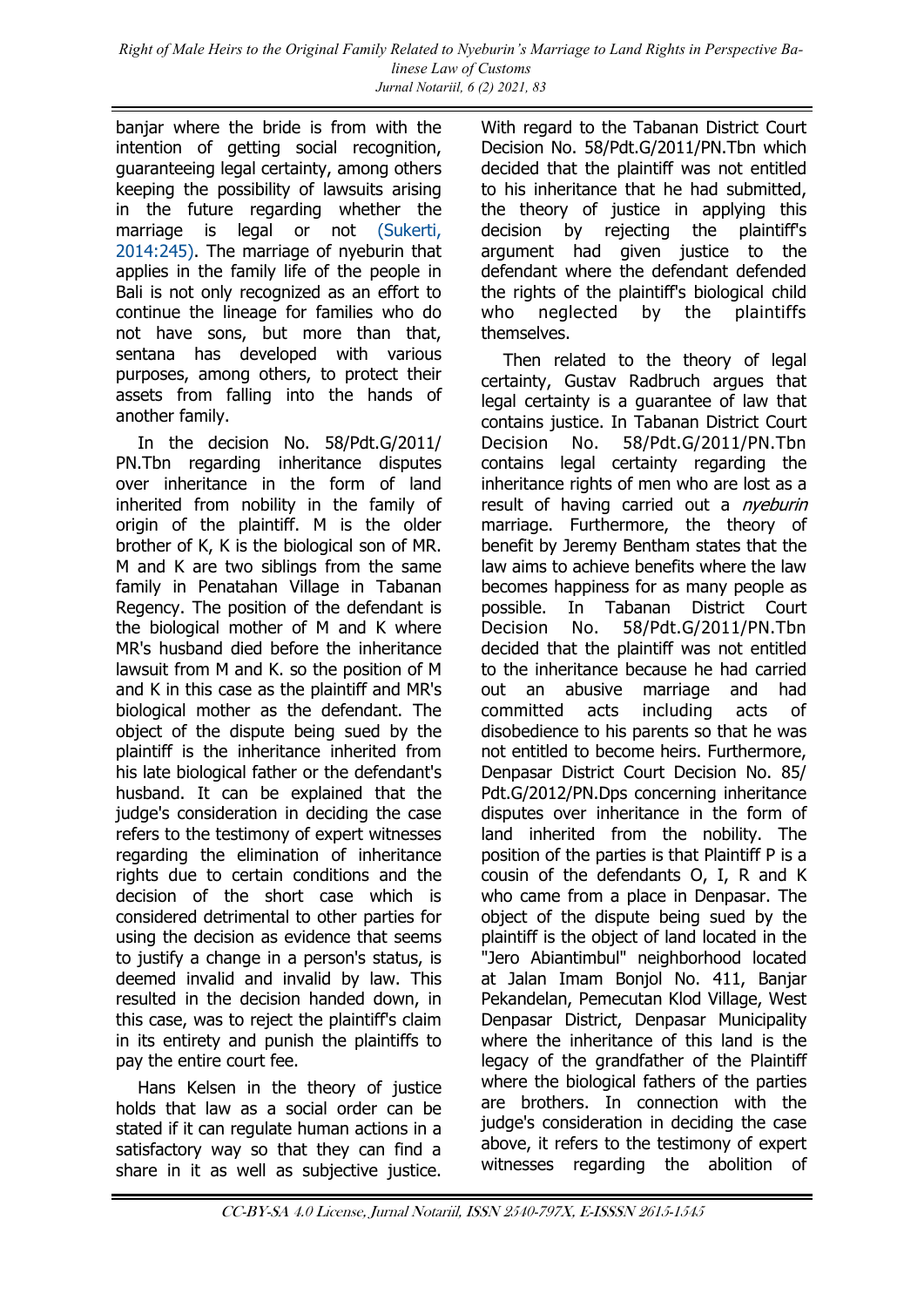banjar where the bride is from with the intention of getting social recognition, guaranteeing legal certainty, among others keeping the possibility of lawsuits arising in the future regarding whether the marriage is legal or not (Sukerti, 2014:245). The marriage of nyeburin that applies in the family life of the people in Bali is not only recognized as an effort to continue the lineage for families who do not have sons, but more than that, sentana has developed with various purposes, among others, to protect their assets from falling into the hands of another family.

In the decision No. 58/Pdt.G/2011/ PN.Tbn regarding inheritance disputes over inheritance in the form of land inherited from nobility in the family of origin of the plaintiff. M is the older brother of K, K is the biological son of MR. M and K are two siblings from the same family in Penatahan Village in Tabanan Regency. The position of the defendant is the biological mother of M and K where MR's husband died before the inheritance lawsuit from M and K. so the position of M and K in this case as the plaintiff and MR's biological mother as the defendant. The object of the dispute being sued by the plaintiff is the inheritance inherited from his late biological father or the defendant's husband. It can be explained that the judge's consideration in deciding the case refers to the testimony of expert witnesses regarding the elimination of inheritance rights due to certain conditions and the decision of the short case which is considered detrimental to other parties for using the decision as evidence that seems to justify a change in a person's status, is deemed invalid and invalid by law. This resulted in the decision handed down, in this case, was to reject the plaintiff's claim in its entirety and punish the plaintiffs to pay the entire court fee.

Hans Kelsen in the theory of justice holds that law as a social order can be stated if it can regulate human actions in a satisfactory way so that they can find a share in it as well as subjective justice. With regard to the Tabanan District Court Decision No. 58/Pdt.G/2011/PN.Tbn which decided that the plaintiff was not entitled to his inheritance that he had submitted, the theory of justice in applying this decision by rejecting the plaintiff's argument had given justice to the defendant where the defendant defended the rights of the plaintiff's biological child who neglected by the plaintiffs themselves.

Then related to the theory of legal certainty, Gustav Radbruch argues that legal certainty is a guarantee of law that contains justice. In Tabanan District Court Decision No. 58/Pdt.G/2011/PN.Tbn contains legal certainty regarding the inheritance rights of men who are lost as a result of having carried out a *nyeburin* marriage. Furthermore, the theory of benefit by Jeremy Bentham states that the law aims to achieve benefits where the law becomes happiness for as many people as possible. In Tabanan District Court Decision No. 58/Pdt.G/2011/PN.Tbn decided that the plaintiff was not entitled to the inheritance because he had carried out an abusive marriage and had committed acts including acts of disobedience to his parents so that he was not entitled to become heirs. Furthermore, Denpasar District Court Decision No. 85/ Pdt.G/2012/PN.Dps concerning inheritance disputes over inheritance in the form of land inherited from the nobility. The position of the parties is that Plaintiff P is a cousin of the defendants O, I, R and K who came from a place in Denpasar. The object of the dispute being sued by the plaintiff is the object of land located in the "Jero Abiantimbul" neighborhood located at Jalan Imam Bonjol No. 411, Banjar Pekandelan, Pemecutan Klod Village, West Denpasar District, Denpasar Municipality where the inheritance of this land is the legacy of the grandfather of the Plaintiff where the biological fathers of the parties are brothers. In connection with the judge's consideration in deciding the case above, it refers to the testimony of expert witnesses regarding the abolition of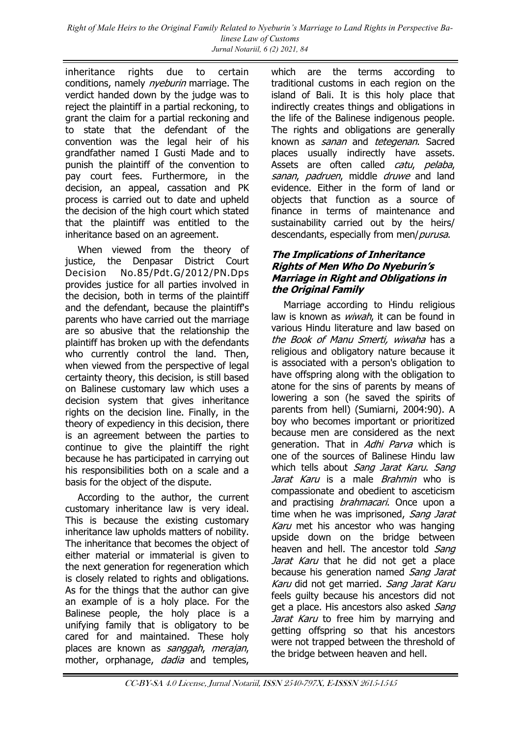inheritance rights due to certain conditions, namely *nyeburin* marriage. The verdict handed down by the judge was to reject the plaintiff in a partial reckoning, to grant the claim for a partial reckoning and to state that the defendant of the convention was the legal heir of his grandfather named I Gusti Made and to punish the plaintiff of the convention to pay court fees. Furthermore, in the decision, an appeal, cassation and PK process is carried out to date and upheld the decision of the high court which stated that the plaintiff was entitled to the inheritance based on an agreement.

When viewed from the theory of justice, the Denpasar District Court Decision No.85/Pdt.G/2012/PN.Dps provides justice for all parties involved in the decision, both in terms of the plaintiff and the defendant, because the plaintiff's parents who have carried out the marriage are so abusive that the relationship the plaintiff has broken up with the defendants who currently control the land. Then, when viewed from the perspective of legal certainty theory, this decision, is still based on Balinese customary law which uses a decision system that gives inheritance rights on the decision line. Finally, in the theory of expediency in this decision, there is an agreement between the parties to continue to give the plaintiff the right because he has participated in carrying out his responsibilities both on a scale and a basis for the object of the dispute.

According to the author, the current customary inheritance law is very ideal. This is because the existing customary inheritance law upholds matters of nobility. The inheritance that becomes the object of either material or immaterial is given to the next generation for regeneration which is closely related to rights and obligations. As for the things that the author can give an example of is a holy place. For the Balinese people, the holy place is a unifying family that is obligatory to be cared for and maintained. These holy places are known as *sanggah*, *merajan*, mother, orphanage, *dadia* and temples, which are the terms according to traditional customs in each region on the island of Bali. It is this holy place that indirectly creates things and obligations in the life of the Balinese indigenous people. The rights and obligations are generally known as *sanan* and *tetegenan*. Sacred places usually indirectly have assets. Assets are often called *catu*, *pelaba*, *sanan*, *padruen*, middle *druwe* and land evidence. Either in the form of land or objects that function as a source of finance in terms of maintenance and sustainability carried out by the heirs/ descendants, especially from men/*purusa*.

### The Implications of Inheritance Rights of Men Who Do Nyeburin's Marriage in Right and Obligations in the Original Family

Marriage according to Hindu religious law is known as *wiwah*, it can be found in various Hindu literature and law based on *the Book of Manu Smerti, wiwaha* has a religious and obligatory nature because it is associated with a person's obligation to have offspring along with the obligation to atone for the sins of parents by means of lowering a son (he saved the spirits of parents from hell) (Sumiarni, 2004:90). A boy who becomes important or prioritized because men are considered as the next generation. That in *Adhi Parva* which is one of the sources of Balinese Hindu law which tells about *Sang Jarat Karu*. *Sang Jarat Karu* is a male *Brahmin* who is compassionate and obedient to asceticism and practising *brahmacari*. Once upon a time when he was imprisoned, *Sang Jarat Karu* met his ancestor who was hanging upside down on the bridge between heaven and hell. The ancestor told *Sang Jarat Karu* that he did not get a place because his generation named *Sang Jarat Karu* did not get married. *Sang Jarat Karu* feels guilty because his ancestors did not get a place. His ancestors also asked *Sang Jarat Karu* to free him by marrying and getting offspring so that his ancestors were not trapped between the threshold of the bridge between heaven and hell.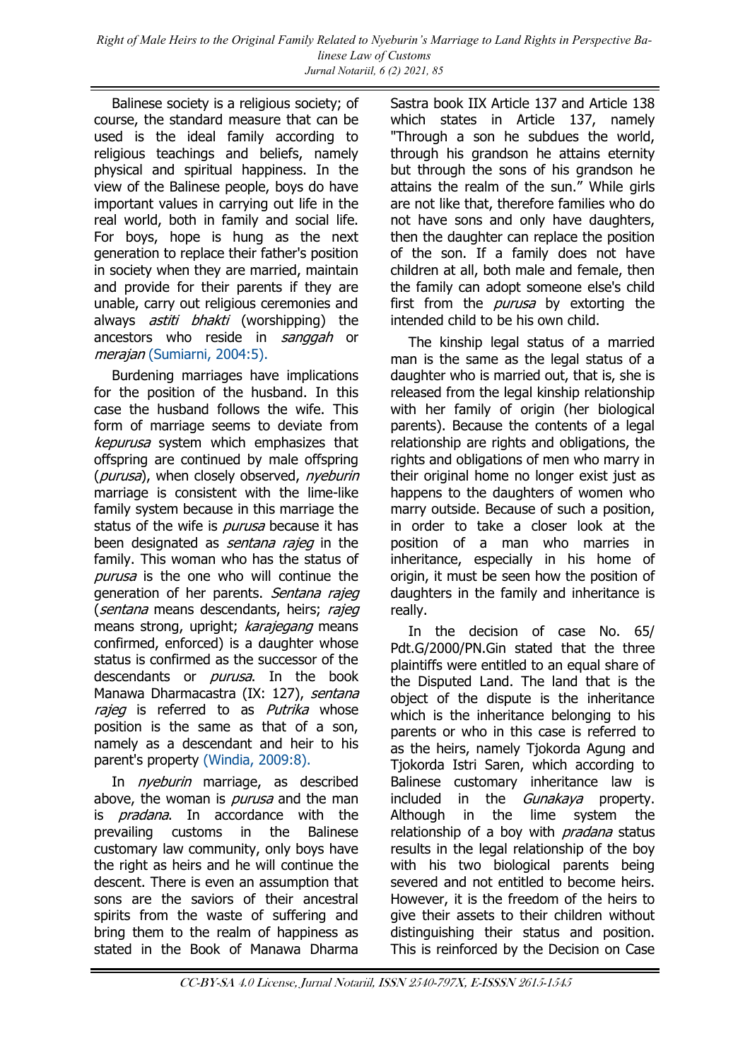Balinese society is a religious society; of course, the standard measure that can be used is the ideal family according to religious teachings and beliefs, namely physical and spiritual happiness. In the view of the Balinese people, boys do have important values in carrying out life in the real world, both in family and social life. For boys, hope is hung as the next generation to replace their father's position in society when they are married, maintain and provide for their parents if they are unable, carry out religious ceremonies and always *astiti bhakti* (worshipping) the ancestors who reside in *sanggah* or *merajan* (Sumiarni, 2004:5).

Burdening marriages have implications for the position of the husband. In this case the husband follows the wife. This form of marriage seems to deviate from *kepurusa* system which emphasizes that offspring are continued by male offspring (*purusa*), when closely observed, *nyeburin* marriage is consistent with the lime-like family system because in this marriage the status of the wife is *purusa* because it has been designated as *sentana rajeg* in the family. This woman who has the status of *purusa* is the one who will continue the generation of her parents. *Sentana rajeg* (*sentana* means descendants, heirs; *rajeg* means strong, upright; *karajegang* means confirmed, enforced) is a daughter whose status is confirmed as the successor of the descendants or *purusa*. In the book Manawa Dharmacastra (IX: 127), *sentana rajeg* is referred to as *Putrika* whose position is the same as that of a son, namely as a descendant and heir to his parent's property (Windia, 2009:8).

In *nyeburin* marriage, as described above, the woman is *purusa* and the man is *pradana*. In accordance with the prevailing customs in the Balinese customary law community, only boys have the right as heirs and he will continue the descent. There is even an assumption that sons are the saviors of their ancestral spirits from the waste of suffering and bring them to the realm of happiness as stated in the Book of Manawa Dharma Sastra book IIX Article 137 and Article 138 which states in Article 137, namely "Through a son he subdues the world, through his grandson he attains eternity but through the sons of his grandson he attains the realm of the sun." While girls are not like that, therefore families who do not have sons and only have daughters, then the daughter can replace the position of the son. If a family does not have children at all, both male and female, then the family can adopt someone else's child first from the *purusa* by extorting the intended child to be his own child.

The kinship legal status of a married man is the same as the legal status of a daughter who is married out, that is, she is released from the legal kinship relationship with her family of origin (her biological parents). Because the contents of a legal relationship are rights and obligations, the rights and obligations of men who marry in their original home no longer exist just as happens to the daughters of women who marry outside. Because of such a position, in order to take a closer look at the position of a man who marries in inheritance, especially in his home of origin, it must be seen how the position of daughters in the family and inheritance is really.

In the decision of case No. 65/ Pdt.G/2000/PN.Gin stated that the three plaintiffs were entitled to an equal share of the Disputed Land. The land that is the object of the dispute is the inheritance which is the inheritance belonging to his parents or who in this case is referred to as the heirs, namely Tjokorda Agung and Tjokorda Istri Saren, which according to Balinese customary inheritance law is included in the *Gunakaya* property. Although in the lime system the relationship of a boy with *pradana* status results in the legal relationship of the boy with his two biological parents being severed and not entitled to become heirs. However, it is the freedom of the heirs to give their assets to their children without distinguishing their status and position. This is reinforced by the Decision on Case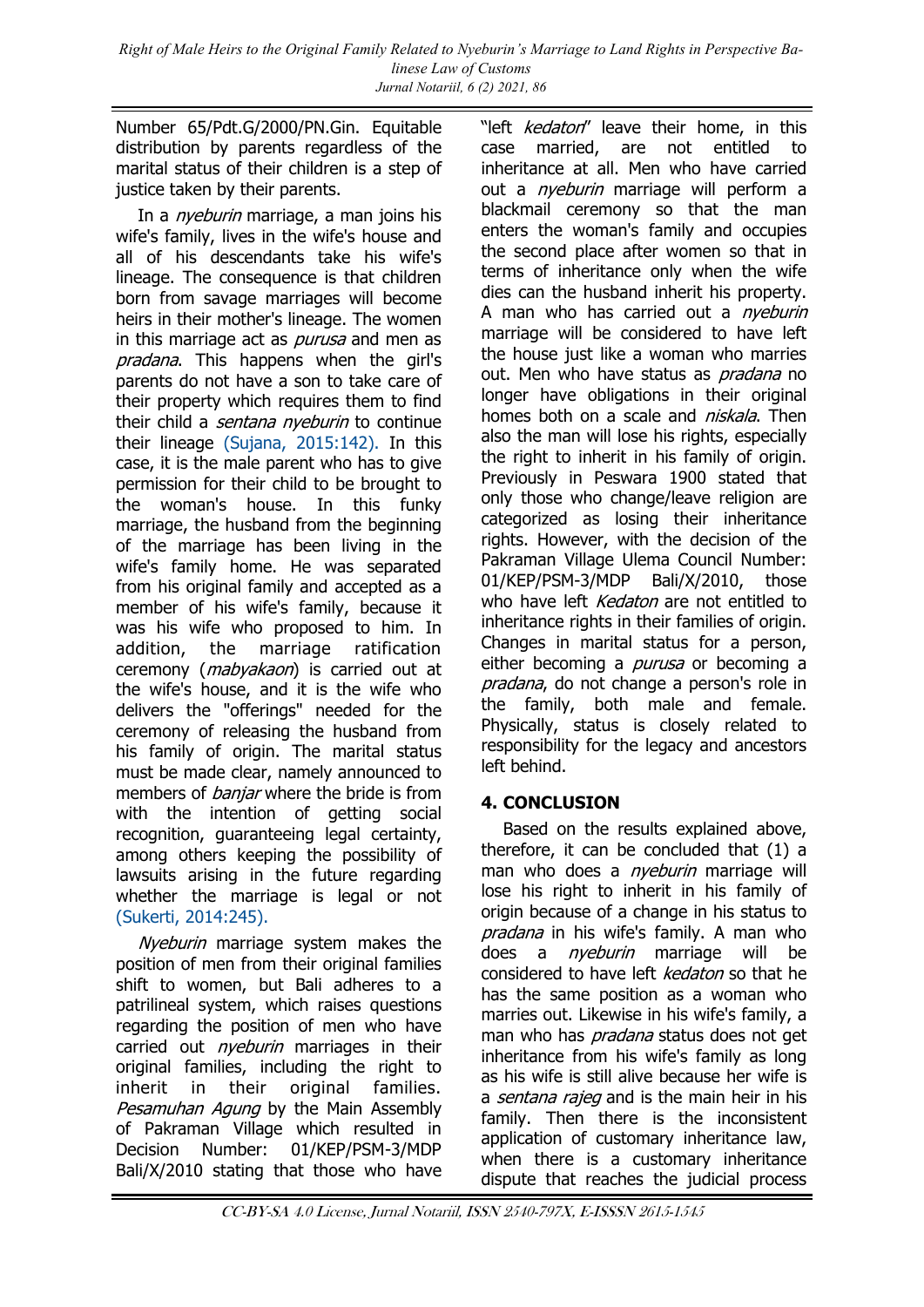Number 65/Pdt.G/2000/PN.Gin. Equitable distribution by parents regardless of the marital status of their children is a step of justice taken by their parents.

In a *nyeburin* marriage, a man joins his wife's family, lives in the wife's house and all of his descendants take his wife's lineage. The consequence is that children born from savage marriages will become heirs in their mother's lineage. The women in this marriage act as *purusa* and men as *pradana*. This happens when the girl's parents do not have a son to take care of their property which requires them to find their child a *sentana nyeburin* to continue their lineage (Sujana, 2015:142). In this case, it is the male parent who has to give permission for their child to be brought to the woman's house. In this funky marriage, the husband from the beginning of the marriage has been living in the wife's family home. He was separated from his original family and accepted as a member of his wife's family, because it was his wife who proposed to him. In addition, the marriage ratification ceremony (*mabyakaon*) is carried out at the wife's house, and it is the wife who delivers the "offerings" needed for the ceremony of releasing the husband from his family of origin. The marital status must be made clear, namely announced to members of *banjar* where the bride is from with the intention of getting social recognition, guaranteeing legal certainty, among others keeping the possibility of lawsuits arising in the future regarding whether the marriage is legal or not (Sukerti, 2014:245).

*Nyeburin* marriage system makes the position of men from their original families shift to women, but Bali adheres to a patrilineal system, which raises questions regarding the position of men who have carried out *nyeburin* marriages in their original families, including the right to inherit in their original families. *Pesamuhan Agung* by the Main Assembly of Pakraman Village which resulted in Decision Number: 01/KEP/PSM-3/MDP Bali/X/2010 stating that those who have "left *kedaton*" leave their home, in this case married, are not entitled to inheritance at all. Men who have carried out a *nyeburin* marriage will perform a blackmail ceremony so that the man enters the woman's family and occupies the second place after women so that in terms of inheritance only when the wife dies can the husband inherit his property. A man who has carried out a *nyeburin* marriage will be considered to have left the house just like a woman who marries out. Men who have status as *pradana* no longer have obligations in their original homes both on a scale and *niskala*. Then also the man will lose his rights, especially the right to inherit in his family of origin. Previously in Peswara 1900 stated that only those who change/leave religion are categorized as losing their inheritance rights. However, with the decision of the Pakraman Village Ulema Council Number: 01/KEP/PSM-3/MDP Bali/X/2010, those who have left *Kedaton* are not entitled to inheritance rights in their families of origin. Changes in marital status for a person, either becoming a *purusa* or becoming a *pradana*, do not change a person's role in the family, both male and female. Physically, status is closely related to responsibility for the legacy and ancestors left behind.

## 4. CONCLUSION

Based on the results explained above, therefore, it can be concluded that (1) a man who does a *nyeburin* marriage will lose his right to inherit in his family of origin because of a change in his status to *pradana* in his wife's family. A man who does a *nyeburin* marriage will be considered to have left *kedaton* so that he has the same position as a woman who marries out. Likewise in his wife's family, a man who has *pradana* status does not get inheritance from his wife's family as long as his wife is still alive because her wife is a *sentana rajeg* and is the main heir in his family. Then there is the inconsistent application of customary inheritance law, when there is a customary inheritance dispute that reaches the judicial process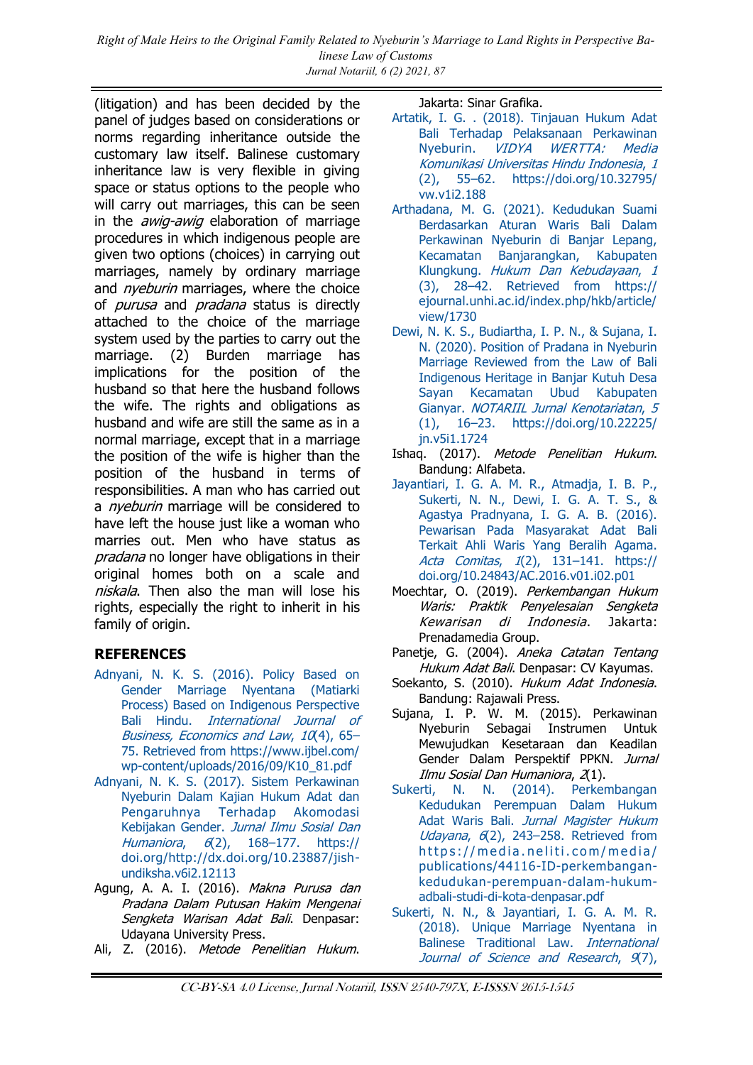(litigation) and has been decided by the panel of judges based on considerations or norms regarding inheritance outside the customary law itself. Balinese customary inheritance law is very flexible in giving space or status options to the people who will carry out marriages, this can be seen in the *awig-awig* elaboration of marriage procedures in which indigenous people are given two options (choices) in carrying out marriages, namely by ordinary marriage and *nyeburin* marriages, where the choice of *purusa* and *pradana* status is directly attached to the choice of the marriage system used by the parties to carry out the marriage. (2) Burden marriage has implications for the position of the husband so that here the husband follows the wife. The rights and obligations as husband and wife are still the same as in a normal marriage, except that in a marriage the position of the wife is higher than the position of the husband in terms of responsibilities. A man who has carried out a *nyeburin* marriage will be considered to have left the house just like a woman who marries out. Men who have status as *pradana* no longer have obligations in their original homes both on a scale and *niskala*. Then also the man will lose his rights, especially the right to inherit in his family of origin.

## REFERENCES

Adnyani, N. K. S. (2016). Policy Based on Gender Marriage Nyentana (Matiarki Process) Based on Indigenous Perspective Bali Hindu. *International Journal of Business, Economics and Law*, *10*(4), 65–75. Retrieved from https://www.ijbel.com/wp-content/uploads/2016/09/K10_81.pdf

Adnyani, N. K. S. (2017). Sistem Perkawinan Nyeburin Dalam Kajian Hukum Adat dan Pengaruhnya Terhadap Akomodasi Kebijakan Gender. *Jurnal Ilmu Sosial Dan Humaniora*, *6*(2), 168–177. https://doi.org/http://dx.doi.org/10.23887/jish-undiksha.v6i2.12113

Agung, A. A. I. (2016). *Makna Purusa dan Pradana Dalam Putusan Hakim Mengenai Sengketa Warisan Adat Bali*. Denpasar: Udayana University Press.

Ali, Z. (2016). *Metode Penelitian Hukum*. Jakarta: Sinar Grafika.

Artatik, I. G. . (2018). Tinjauan Hukum Adat Bali Terhadap Pelaksanaan Perkawinan Nyeburin. *VIDYA WERTTA: Media Komunikasi Universitas Hindu Indonesia*, *1* (2), 55–62. https://doi.org/10.32795/vw.v1i2.188

Arthadana, M. G. (2021). Kedudukan Suami Berdasarkan Aturan Waris Bali Dalam Perkawinan Nyeburin di Banjar Lepang, Kecamatan Banjarangkan, Kabupaten Klungkung. *Hukum Dan Kebudayaan*, *1* (3), 28–42. Retrieved from https://ejournal.unhi.ac.id/index.php/hkb/article/view/1730

Dewi, N. K. S., Budiartha, I. P. N., & Sujana, I. N. (2020). Position of Pradana in Nyeburin Marriage Reviewed from the Law of Bali Indigenous Heritage in Banjar Kutuh Desa Sayan Kecamatan Ubud Kabupaten Gianyar. *NOTARIIL Jurnal Kenotariatan*, *5* (1), 16–23. https://doi.org/10.22225/jn.v5i1.1724

Ishaq. (2017). *Metode Penelitian Hukum*. Bandung: Alfabeta.

Jayantiari, I. G. A. M. R., Atmadja, I. B. P., Sukerti, N. N., Dewi, I. G. A. T. S., & Agastya Pradnyana, I. G. A. B. (2016). Pewarisan Pada Masyarakat Adat Bali Terkait Ahli Waris Yang Beralih Agama. *Acta Comitas*, *1*(2), 131–141. https://doi.org/10.24843/AC.2016.v01.i02.p01

Moechtar, O. (2019). *Perkembangan Hukum Waris: Praktik Penyelesaian Sengketa Kewarisan di Indonesia*. Jakarta: Prenadamedia Group.

Panetje, G. (2004). *Aneka Catatan Tentang Hukum Adat Bali*. Denpasar: CV Kayumas.

Soekanto, S. (2010). *Hukum Adat Indonesia*. Bandung: Rajawali Press.

Sujana, I. P. W. M. (2015). Perkawinan Nyeburin Sebagai Instrumen Untuk Mewujudkan Kesetaraan dan Keadilan Gender Dalam Perspektif PPKN. *Jurnal Ilmu Sosial Dan Humaniora*, *2*(1).

Sukerti, N. N. (2014). Perkembangan Kedudukan Perempuan Dalam Hukum Adat Waris Bali. *Jurnal Magister Hukum Udayana*, *6*(2), 243–258. Retrieved from https://media.neliti.com/media/publications/44116-ID-perkembangan-kedudukan-perempuan-dalam-hukum-adbali-studi-di-kota-denpasar.pdf

Sukerti, N. N., & Jayantiari, I. G. A. M. R. (2018). Unique Marriage Nyentana in Balinese Traditional Law. *International Journal of Science and Research*, *9*(7),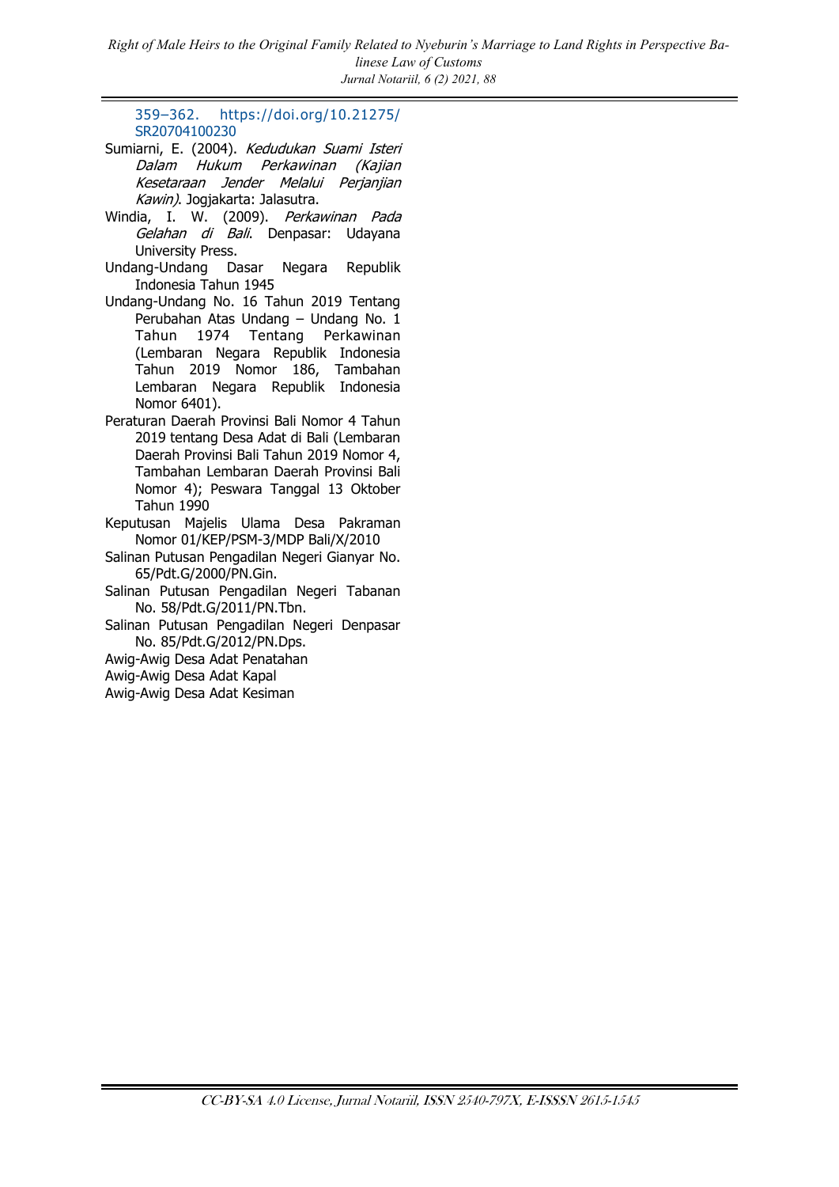359–362. https://doi.org/10.21275/SR20704100230

Sumiarni, E. (2004). *Kedudukan Suami Isteri Dalam Hukum Perkawinan (Kajian Kesetaraan Jender Melalui Perjanjian Kawin)*. Jogjakarta: Jalasutra.

Windia, I. W. (2009). *Perkawinan Pada Gelahan di Bali*. Denpasar: Udayana University Press.

Undang-Undang Dasar Negara Republik Indonesia Tahun 1945

Undang-Undang No. 16 Tahun 2019 Tentang Perubahan Atas Undang – Undang No. 1 Tahun 1974 Tentang Perkawinan (Lembaran Negara Republik Indonesia Tahun 2019 Nomor 186, Tambahan Lembaran Negara Republik Indonesia Nomor 6401).

Peraturan Daerah Provinsi Bali Nomor 4 Tahun 2019 tentang Desa Adat di Bali (Lembaran Daerah Provinsi Bali Tahun 2019 Nomor 4, Tambahan Lembaran Daerah Provinsi Bali Nomor 4); Peswara Tanggal 13 Oktober Tahun 1990

Keputusan Majelis Ulama Desa Pakraman Nomor 01/KEP/PSM-3/MDP Bali/X/2010

Salinan Putusan Pengadilan Negeri Gianyar No. 65/Pdt.G/2000/PN.Gin.

Salinan Putusan Pengadilan Negeri Tabanan No. 58/Pdt.G/2011/PN.Tbn.

Salinan Putusan Pengadilan Negeri Denpasar No. 85/Pdt.G/2012/PN.Dps.

Awig-Awig Desa Adat Penatahan

Awig-Awig Desa Adat Kapal

Awig-Awig Desa Adat Kesiman